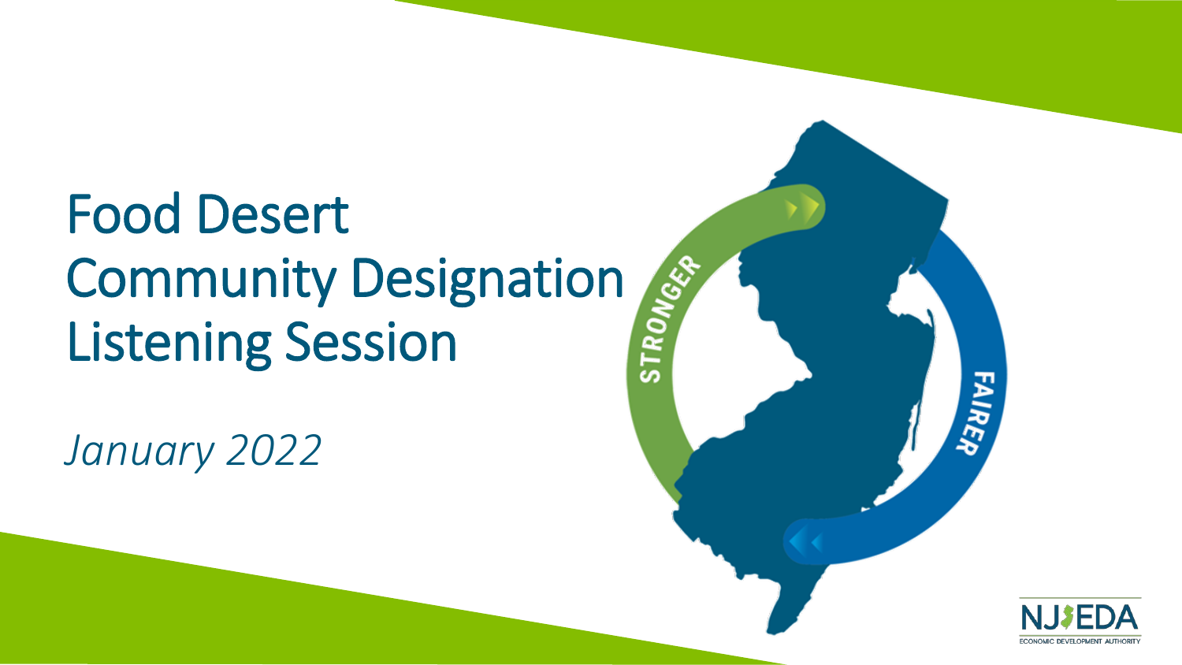# Food Desert Community Designation Listening Session

*January 2022*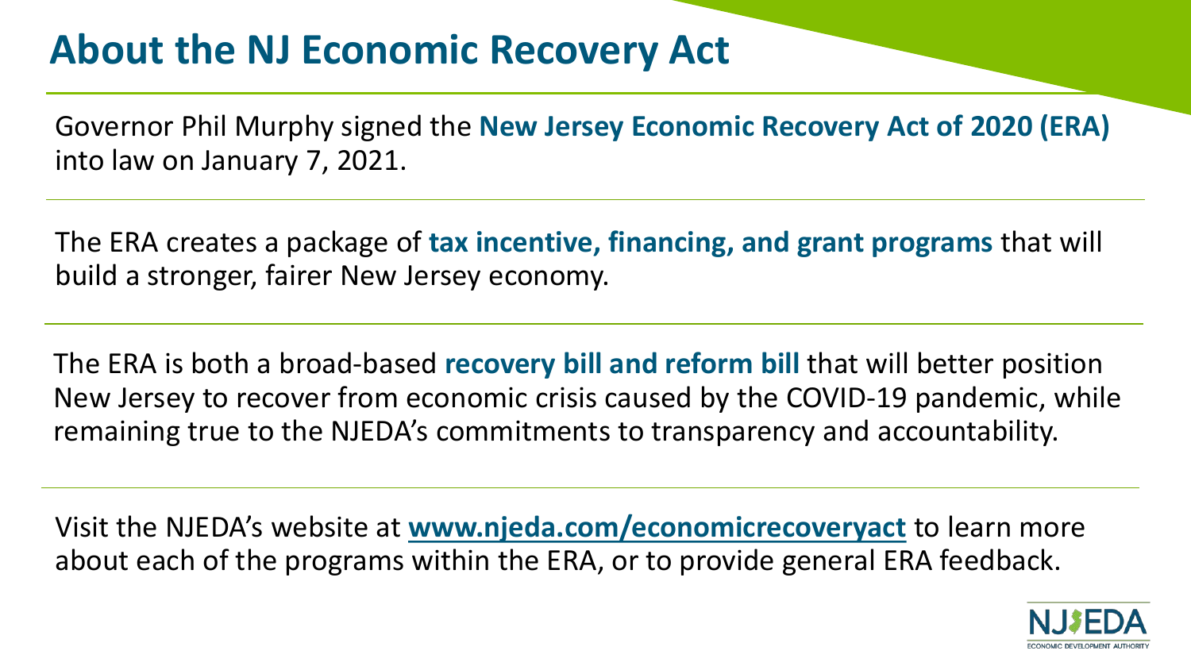# About the NJ Economic Recovery Act

Governor Phil Murphy signed the **New Jersey Economic Recovery Act of 2020 (ERA)** into law on January 7, 2021.

The ERA creates a package of **tax incentive, financing, and grant programs** that will build a stronger, fairer New Jersey economy.

The ERA is both a broad-based **recovery bill and reform bill** that will better position New Jersey to recover from economic crisis caused by the COVID-19 pandemic, while remaining true to the NJEDA's commitments to transparency and accountability.

Visit the NJEDA's website at **www.njeda.com/economicrecoveryact** to learn more about each of the programs within the ERA, or to provide general ERA feedback.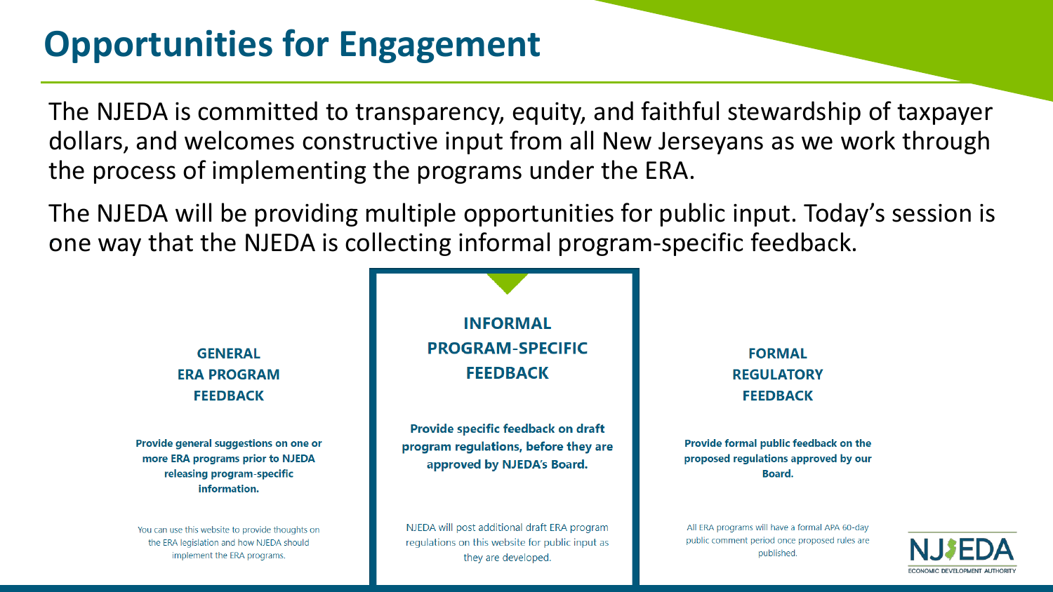# Opportunities for Engagement

The NJEDA is committed to transparency, equity, and faithful stewardship of taxpayer dollars, and welcomes constructive input from all New Jerseyans as we work through the process of implementing the programs under the ERA.

The NJEDA will be providing multiple opportunities for public input. Today's session is one way that the NJEDA is collecting informal program-specific feedback.

### GENERAL ERA PROGRAM FEEDBACK

**Provide general suggestions on one or more ERA programs prior to NJEDA releasing program-specific information.**

You can use this website to provide thoughts on the ERA legislation and how NJEDA should implement the ERA programs.

### INFORMAL PROGRAM-SPECIFIC FEEDBACK

**Provide specific feedback on draft program regulations, before they are approved by NJEDA's Board.**

NJEDA will post additional draft ERA program regulations on this website for public input as they are developed.

### FORMAL REGULATORY FEEDBACK

**Provide formal public feedback on the proposed regulations approved by our Board.**

All ERA programs will have a formal APA 60-day public comment period once proposed rules are published.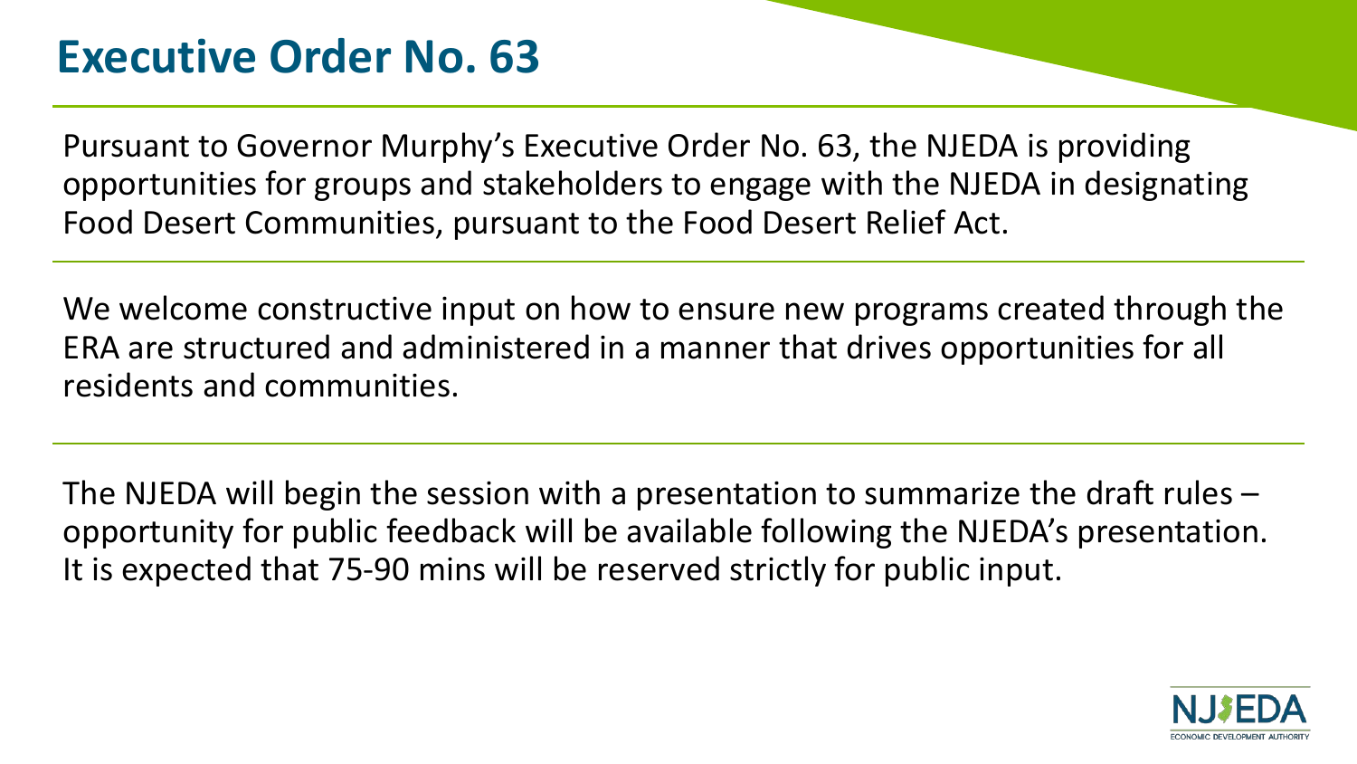# Executive Order No. 63

Pursuant to Governor Murphy's Executive Order No. 63, the NJEDA is providing opportunities for groups and stakeholders to engage with the NJEDA in designating Food Desert Communities, pursuant to the Food Desert Relief Act.

We welcome constructive input on how to ensure new programs created through the ERA are structured and administered in a manner that drives opportunities for all residents and communities.

The NJEDA will begin the session with a presentation to summarize the draft rules – opportunity for public feedback will be available following the NJEDA's presentation. It is expected that 75-90 mins will be reserved strictly for public input.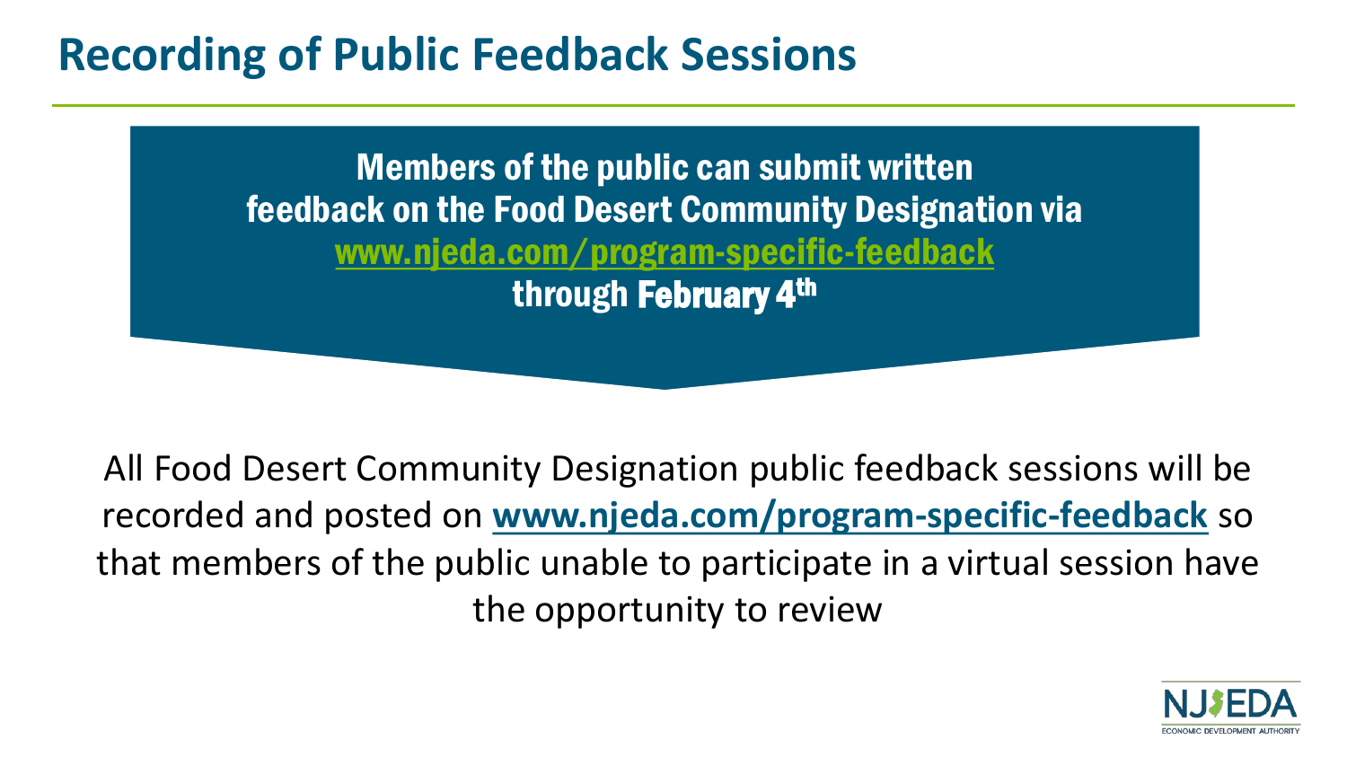# Recording of Public Feedback Sessions

**Members of the public can submit written feedback on the Food Desert Community Designation via [www.njeda.com/program-specific-feedback](www.njeda.com/program-specific-feedback) through February 4th**

All Food Desert Community Designation public feedback sessions will be recorded and posted on **[www.njeda.com/program-specific-feedback](www.njeda.com/program-specific-feedback)** so that members of the public unable to participate in a virtual session have the opportunity to review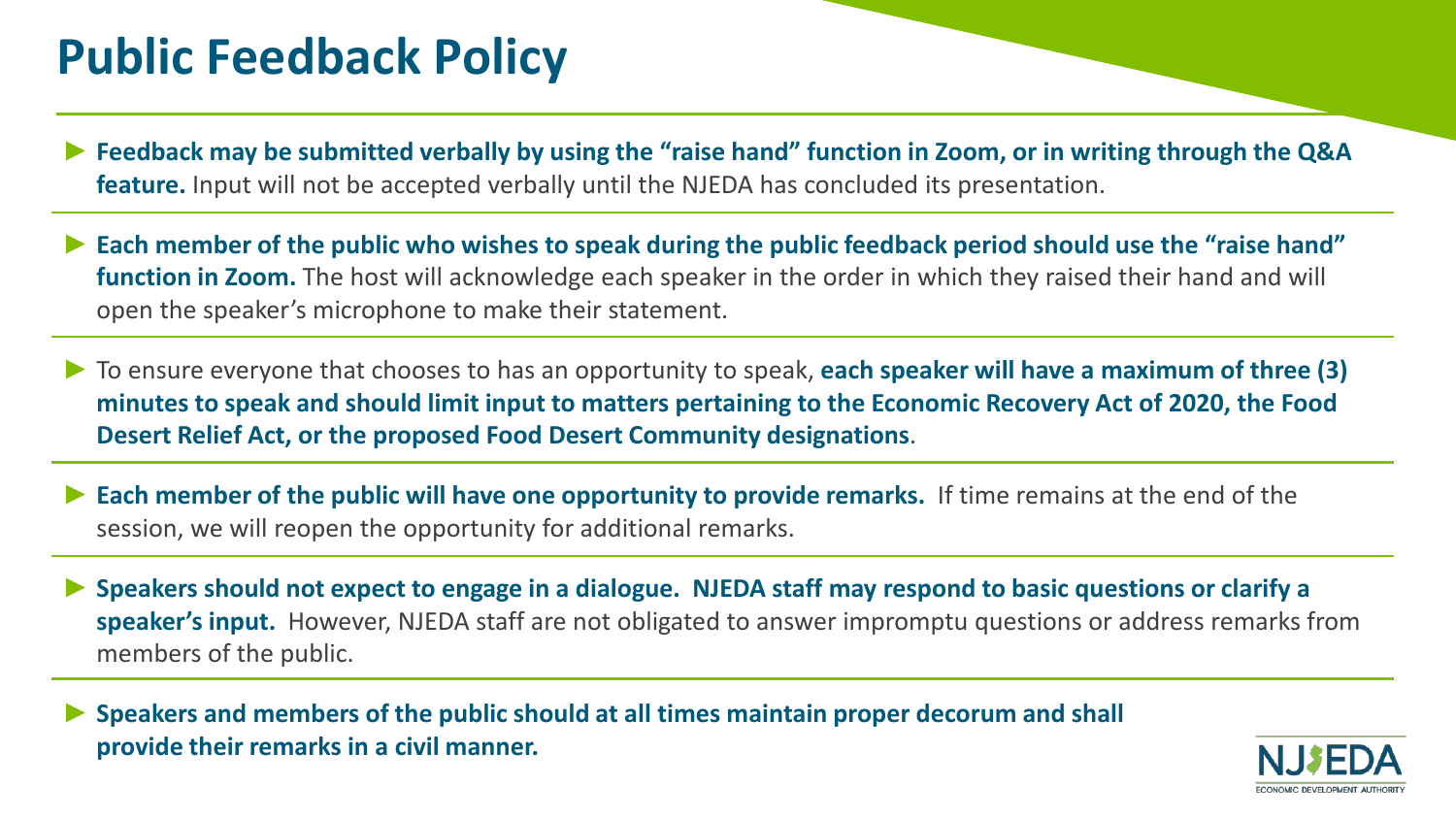# Public Feedback Policy

- **Feedback may be submitted verbally by using the "raise hand" function in Zoom, or in writing through the Q&A feature.** Input will not be accepted verbally until the NJEDA has concluded its presentation.
- **Each member of the public who wishes to speak during the public feedback period should use the "raise hand" function in Zoom.** The host will acknowledge each speaker in the order in which they raised their hand and will open the speaker's microphone to make their statement.
- To ensure everyone that chooses to has an opportunity to speak, **each speaker will have a maximum of three (3) minutes to speak and should limit input to matters pertaining to the Economic Recovery Act of 2020, the Food Desert Relief Act, or the proposed Food Desert Community designations**.
- **Each member of the public will have one opportunity to provide remarks.** If time remains at the end of the session, we will reopen the opportunity for additional remarks.
- **Speakers should not expect to engage in a dialogue. NJEDA staff may respond to basic questions or clarify a speaker's input.** However, NJEDA staff are not obligated to answer impromptu questions or address remarks from members of the public.
- **Speakers and members of the public should at all times maintain proper decorum and shall provide their remarks in a civil manner.**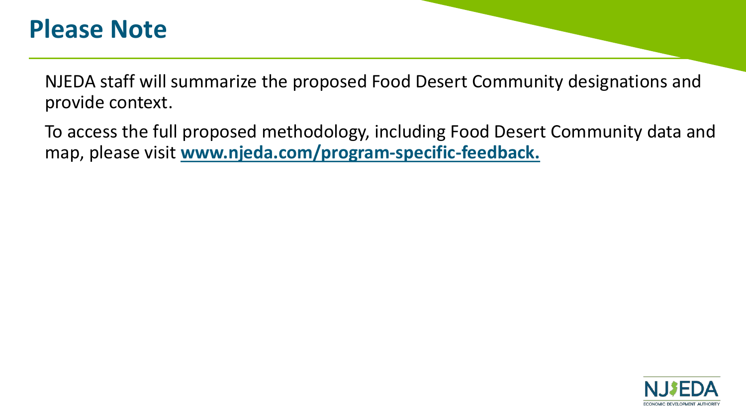# Please Note

NJEDA staff will summarize the proposed Food Desert Community designations and provide context.

To access the full proposed methodology, including Food Desert Community data and map, please visit **www.njeda.com/program-specific-feedback.**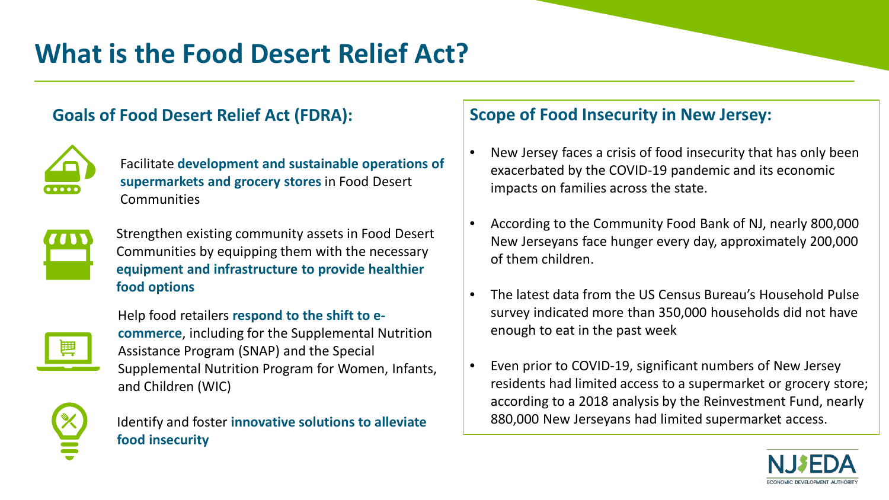# What is the Food Desert Relief Act?

## Goals of Food Desert Relief Act (FDRA):

- Facilitate **development and sustainable operations of supermarkets and grocery stores** in Food Desert Communities
- Strengthen existing community assets in Food Desert Communities by equipping them with the necessary **equipment and infrastructure to provide healthier food options**
- Help food retailers **respond to the shift to e-commerce**, including for the Supplemental Nutrition Assistance Program (SNAP) and the Special Supplemental Nutrition Program for Women, Infants, and Children (WIC)
- Identify and foster **innovative solutions to alleviate food insecurity**

## Scope of Food Insecurity in New Jersey:

- New Jersey faces a crisis of food insecurity that has only been exacerbated by the COVID-19 pandemic and its economic impacts on families across the state.
- According to the Community Food Bank of NJ, nearly 800,000 New Jerseyans face hunger every day, approximately 200,000 of them children.
- The latest data from the US Census Bureau's Household Pulse survey indicated more than 350,000 households did not have enough to eat in the past week
- Even prior to COVID-19, significant numbers of New Jersey residents had limited access to a supermarket or grocery store; according to a 2018 analysis by the Reinvestment Fund, nearly 880,000 New Jerseyans had limited supermarket access.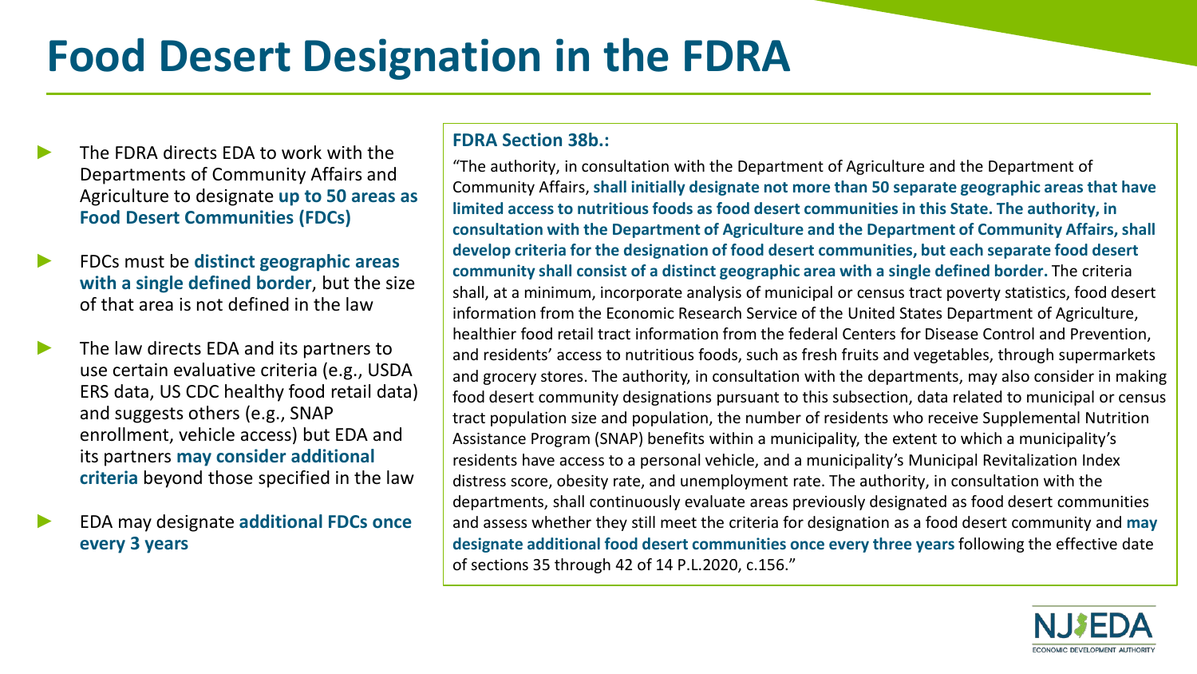# Food Desert Designation in the FDRA

- The FDRA directs EDA to work with the Departments of Community Affairs and Agriculture to designate **up to 50 areas as Food Desert Communities (FDCs)**
- FDCs must be **distinct geographic areas with a single defined border**, but the size of that area is not defined in the law
- The law directs EDA and its partners to use certain evaluative criteria (e.g., USDA ERS data, US CDC healthy food retail data) and suggests others (e.g., SNAP enrollment, vehicle access) but EDA and its partners **may consider additional criteria** beyond those specified in the law
- EDA may designate **additional FDCs once every 3 years**

**FDRA Section 38b.:**

"The authority, in consultation with the Department of Agriculture and the Department of Community Affairs, **shall initially designate not more than 50 separate geographic areas that have limited access to nutritious foods as food desert communities in this State. The authority, in consultation with the Department of Agriculture and the Department of Community Affairs, shall develop criteria for the designation of food desert communities, but each separate food desert community shall consist of a distinct geographic area with a single defined border.** The criteria shall, at a minimum, incorporate analysis of municipal or census tract poverty statistics, food desert information from the Economic Research Service of the United States Department of Agriculture, healthier food retail tract information from the federal Centers for Disease Control and Prevention, and residents' access to nutritious foods, such as fresh fruits and vegetables, through supermarkets and grocery stores. The authority, in consultation with the departments, may also consider in making food desert community designations pursuant to this subsection, data related to municipal or census tract population size and population, the number of residents who receive Supplemental Nutrition Assistance Program (SNAP) benefits within a municipality, the extent to which a municipality's residents have access to a personal vehicle, and a municipality's Municipal Revitalization Index distress score, obesity rate, and unemployment rate. The authority, in consultation with the departments, shall continuously evaluate areas previously designated as food desert communities and assess whether they still meet the criteria for designation as a food desert community and **may designate additional food desert communities once every three years** following the effective date of sections 35 through 42 of 14 P.L.2020, c.156."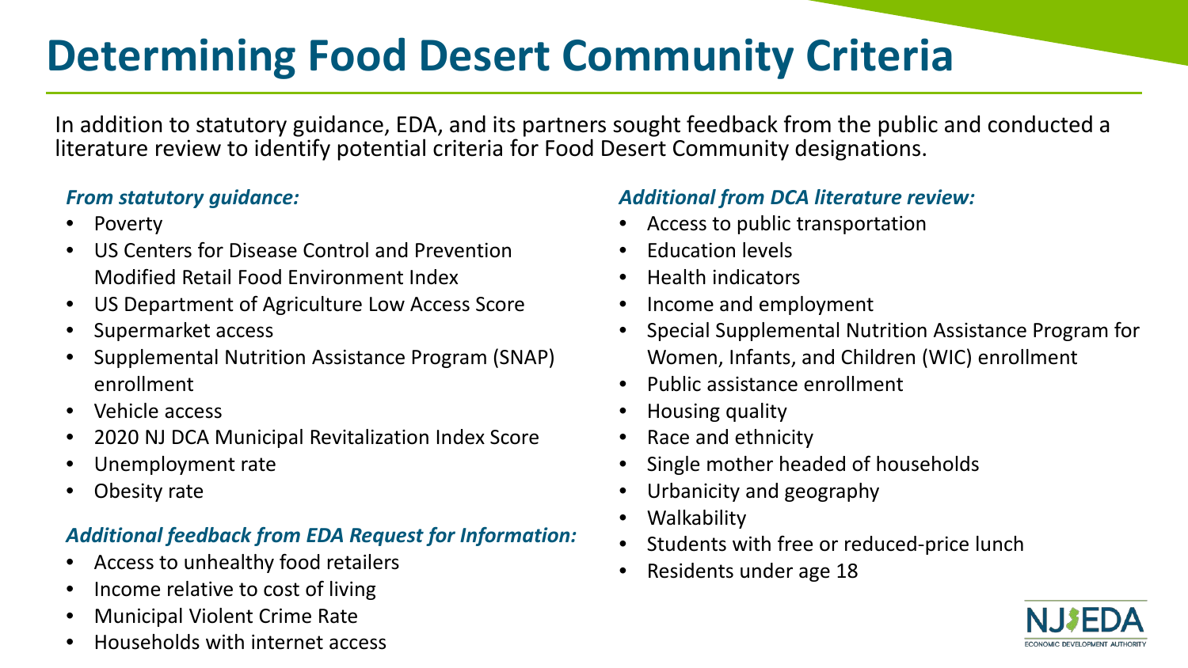# Determining Food Desert Community Criteria

In addition to statutory guidance, EDA, and its partners sought feedback from the public and conducted a literature review to identify potential criteria for Food Desert Community designations.

### *From statutory guidance:*

- Poverty
- US Centers for Disease Control and Prevention Modified Retail Food Environment Index
- US Department of Agriculture Low Access Score
- Supermarket access
- Supplemental Nutrition Assistance Program (SNAP) enrollment
- Vehicle access
- 2020 NJ DCA Municipal Revitalization Index Score
- Unemployment rate
- Obesity rate

### *Additional feedback from EDA Request for Information:*

- Access to unhealthy food retailers
- Income relative to cost of living
- Municipal Violent Crime Rate
- Households with internet access

### *Additional from DCA literature review:*

- Access to public transportation
- Education levels
- Health indicators
- Income and employment
- Special Supplemental Nutrition Assistance Program for Women, Infants, and Children (WIC) enrollment
- Public assistance enrollment
- Housing quality
- Race and ethnicity
- Single mother headed of households
- Urbanicity and geography
- Walkability
- Students with free or reduced-price lunch
- Residents under age 18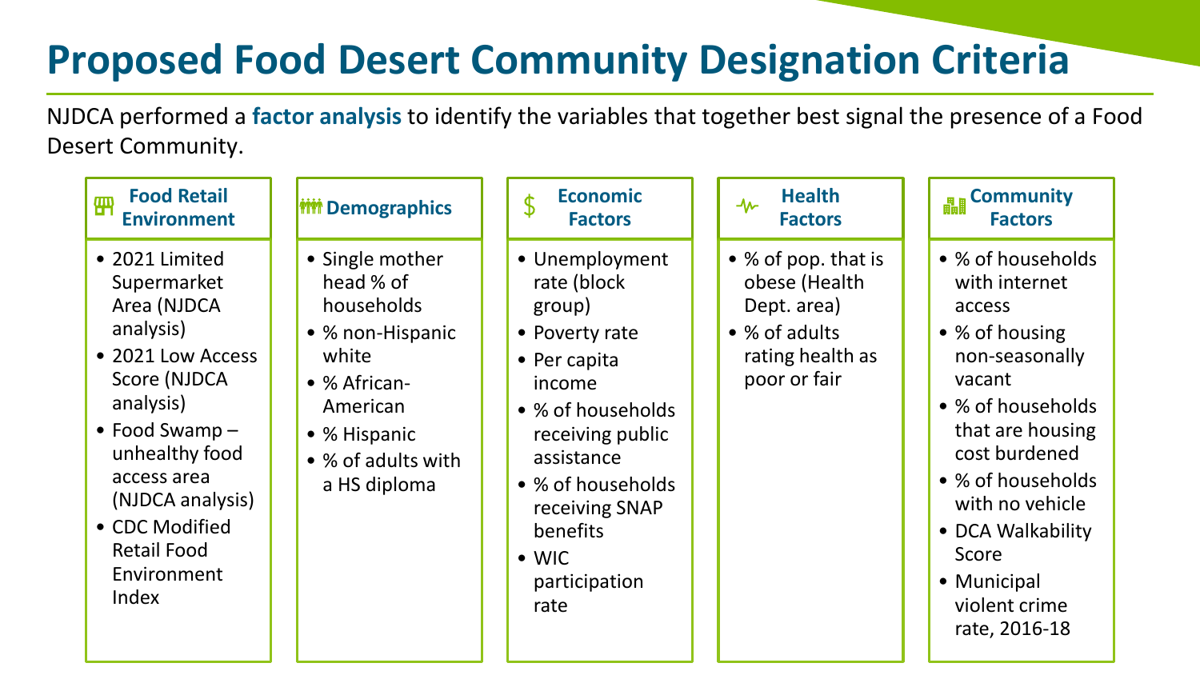# Proposed Food Desert Community Designation Criteria

NJDCA performed a **factor analysis** to identify the variables that together best signal the presence of a Food Desert Community.

### Food Retail Environment

- 2021 Limited Supermarket Area (NJDCA analysis)
- 2021 Low Access Score (NJDCA analysis)
- Food Swamp – unhealthy food access area (NJDCA analysis)
- CDC Modified Retail Food Environment Index

### Demographics

- Single mother head % of households
- % non-Hispanic white
- % African-American
- % Hispanic
- % of adults with a HS diploma

### Economic Factors

- Unemployment rate (block group)
- Poverty rate
- Per capita income
- % of households receiving public assistance
- % of households receiving SNAP benefits
- WIC participation rate

### Health Factors

- % of pop. that is obese (Health Dept. area)
- % of adults rating health as poor or fair

### Community Factors

- % of households with internet access
- % of housing non-seasonally vacant
- % of households that are housing cost burdened
- % of households with no vehicle
- DCA Walkability Score
- Municipal violent crime rate, 2016-18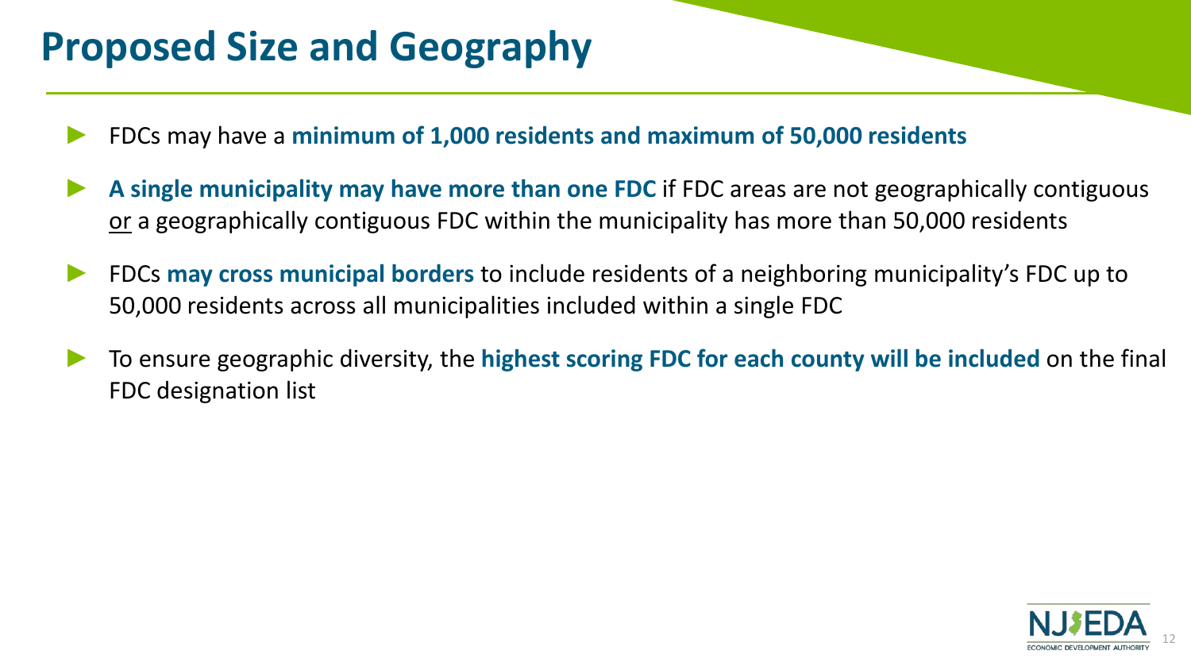# Proposed Size and Geography

- FDCs may have a **minimum of 1,000 residents and maximum of 50,000 residents**
- **A single municipality may have more than one FDC** if FDC areas are not geographically contiguous or a geographically contiguous FDC within the municipality has more than 50,000 residents
- FDCs **may cross municipal borders** to include residents of a neighboring municipality's FDC up to 50,000 residents across all municipalities included within a single FDC
- To ensure geographic diversity, the **highest scoring FDC for each county will be included** on the final FDC designation list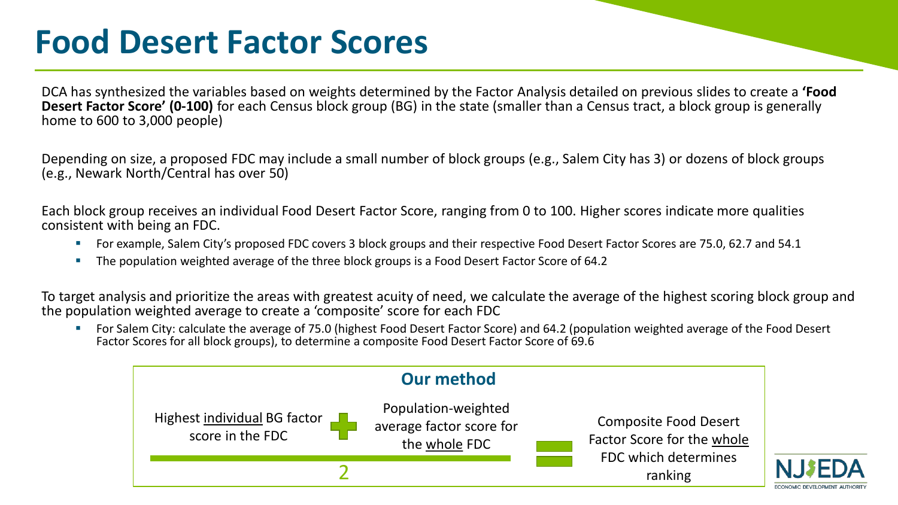# Food Desert Factor Scores

DCA has synthesized the variables based on weights determined by the Factor Analysis detailed on previous slides to create a **'Food Desert Factor Score' (0-100)** for each Census block group (BG) in the state (smaller than a Census tract, a block group is generally home to 600 to 3,000 people)

Depending on size, a proposed FDC may include a small number of block groups (e.g., Salem City has 3) or dozens of block groups (e.g., Newark North/Central has over 50)

Each block group receives an individual Food Desert Factor Score, ranging from 0 to 100. Higher scores indicate more qualities consistent with being an FDC.

- For example, Salem City's proposed FDC covers 3 block groups and their respective Food Desert Factor Scores are 75.0, 62.7 and 54.1
- The population weighted average of the three block groups is a Food Desert Factor Score of 64.2

To target analysis and prioritize the areas with greatest acuity of need, we calculate the average of the highest scoring block group and the population weighted average to create a 'composite' score for each FDC

- For Salem City: calculate the average of 75.0 (highest Food Desert Factor Score) and 64.2 (population weighted average of the Food Desert Factor Scores for all block groups), to determine a composite Food Desert Factor Score of 69.6

## Our method

$$\frac{\text{Highest individual BG factor score in the FDC} + \text{Population-weighted average factor score for the whole FDC}}{2} = \text{Composite Food Desert Factor Score for the whole FDC which determines ranking}$$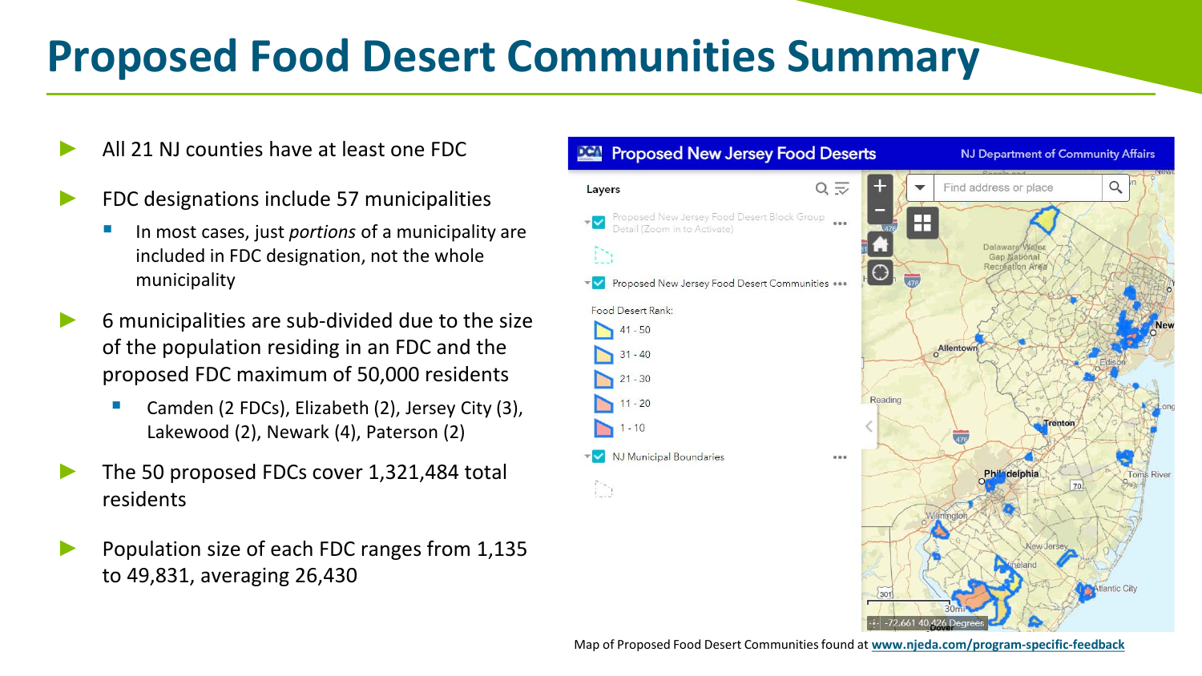# Proposed Food Desert Communities Summary

- All 21 NJ counties have at least one FDC
- FDC designations include 57 municipalities
  - In most cases, just *portions* of a municipality are included in FDC designation, not the whole municipality
- 6 municipalities are sub-divided due to the size of the population residing in an FDC and the proposed FDC maximum of 50,000 residents
  - Camden (2 FDCs), Elizabeth (2), Jersey City (3), Lakewood (2), Newark (4), Paterson (2)
- The 50 proposed FDCs cover 1,321,484 total residents
- Population size of each FDC ranges from 1,135 to 49,831, averaging 26,430

Map of Proposed Food Desert Communities found at **www.njeda.com/program-specific-feedback**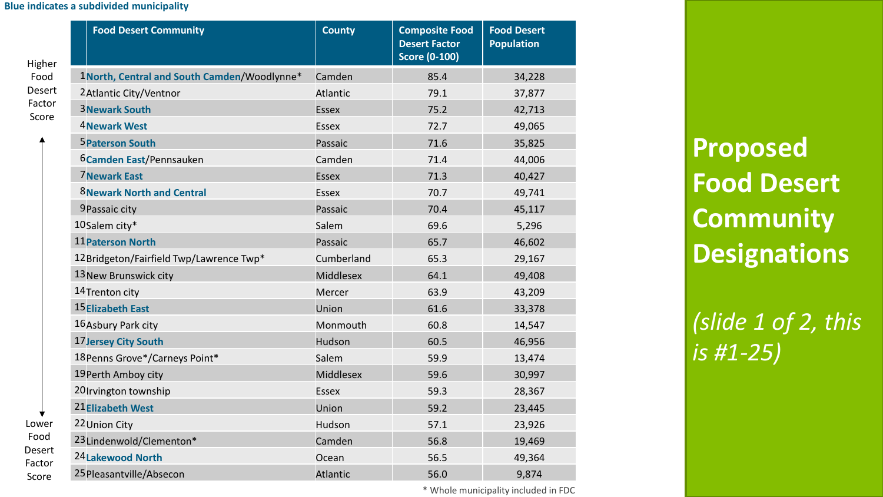# Proposed Food Desert Community Designations

*(slide 1 of 2, this is #1-25)*

Blue indicates a subdivided municipality

Higher Food Desert Factor Score ↑ ↓ Lower Food Desert Factor Score

| | Food Desert Community | County | Composite Food Desert Factor Score (0-100) | Food Desert Population |
|---|---|---|---|---|
| 1 | **North, Central and South Camden**/Woodlynne* | Camden | 85.4 | 34,228 |
| 2 | Atlantic City/Ventnor | Atlantic | 79.1 | 37,877 |
| 3 | **Newark South** | Essex | 75.2 | 42,713 |
| 4 | **Newark West** | Essex | 72.7 | 49,065 |
| 5 | **Paterson South** | Passaic | 71.6 | 35,825 |
| 6 | **Camden East**/Pennsauken | Camden | 71.4 | 44,006 |
| 7 | **Newark East** | Essex | 71.3 | 40,427 |
| 8 | **Newark North and Central** | Essex | 70.7 | 49,741 |
| 9 | Passaic city | Passaic | 70.4 | 45,117 |
| 10 | Salem city* | Salem | 69.6 | 5,296 |
| 11 | **Paterson North** | Passaic | 65.7 | 46,602 |
| 12 | Bridgeton/Fairfield Twp/Lawrence Twp* | Cumberland | 65.3 | 29,167 |
| 13 | New Brunswick city | Middlesex | 64.1 | 49,408 |
| 14 | Trenton city | Mercer | 63.9 | 43,209 |
| 15 | **Elizabeth East** | Union | 61.6 | 33,378 |
| 16 | Asbury Park city | Monmouth | 60.8 | 14,547 |
| 17 | **Jersey City South** | Hudson | 60.5 | 46,956 |
| 18 | Penns Grove*/Carneys Point* | Salem | 59.9 | 13,474 |
| 19 | Perth Amboy city | Middlesex | 59.6 | 30,997 |
| 20 | Irvington township | Essex | 59.3 | 28,367 |
| 21 | **Elizabeth West** | Union | 59.2 | 23,445 |
| 22 | Union City | Hudson | 57.1 | 23,926 |
| 23 | Lindenwold/Clementon* | Camden | 56.8 | 19,469 |
| 24 | **Lakewood North** | Ocean | 56.5 | 49,364 |
| 25 | Pleasantville/Absecon | Atlantic | 56.0 | 9,874 |

\* Whole municipality included in FDC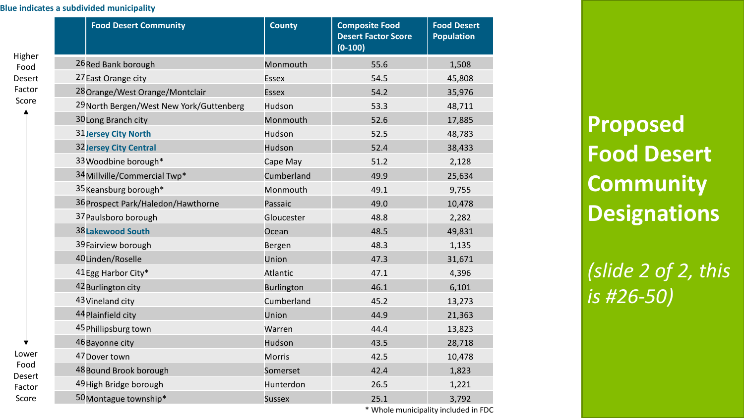**Blue indicates a subdivided municipality**

# Proposed Food Desert Community Designations

*(slide 2 of 2, this is #26-50)*

Higher Food Desert Factor Score ↑ ↓ Lower Food Desert Factor Score

| | Food Desert Community | County | Composite Food Desert Factor Score (0-100) | Food Desert Population |
|---|---|---|---|---|
| 26 | Red Bank borough | Monmouth | 55.6 | 1,508 |
| 27 | East Orange city | Essex | 54.5 | 45,808 |
| 28 | Orange/West Orange/Montclair | Essex | 54.2 | 35,976 |
| 29 | North Bergen/West New York/Guttenberg | Hudson | 53.3 | 48,711 |
| 30 | Long Branch city | Monmouth | 52.6 | 17,885 |
| 31 | **Jersey City North** | Hudson | 52.5 | 48,783 |
| 32 | **Jersey City Central** | Hudson | 52.4 | 38,433 |
| 33 | Woodbine borough* | Cape May | 51.2 | 2,128 |
| 34 | Millville/Commercial Twp* | Cumberland | 49.9 | 25,634 |
| 35 | Keansburg borough* | Monmouth | 49.1 | 9,755 |
| 36 | Prospect Park/Haledon/Hawthorne | Passaic | 49.0 | 10,478 |
| 37 | Paulsboro borough | Gloucester | 48.8 | 2,282 |
| 38 | **Lakewood South** | Ocean | 48.5 | 49,831 |
| 39 | Fairview borough | Bergen | 48.3 | 1,135 |
| 40 | Linden/Roselle | Union | 47.3 | 31,671 |
| 41 | Egg Harbor City* | Atlantic | 47.1 | 4,396 |
| 42 | Burlington city | Burlington | 46.1 | 6,101 |
| 43 | Vineland city | Cumberland | 45.2 | 13,273 |
| 44 | Plainfield city | Union | 44.9 | 21,363 |
| 45 | Phillipsburg town | Warren | 44.4 | 13,823 |
| 46 | Bayonne city | Hudson | 43.5 | 28,718 |
| 47 | Dover town | Morris | 42.5 | 10,478 |
| 48 | Bound Brook borough | Somerset | 42.4 | 1,823 |
| 49 | High Bridge borough | Hunterdon | 26.5 | 1,221 |
| 50 | Montague township* | Sussex | 25.1 | 3,792 |

* Whole municipality included in FDC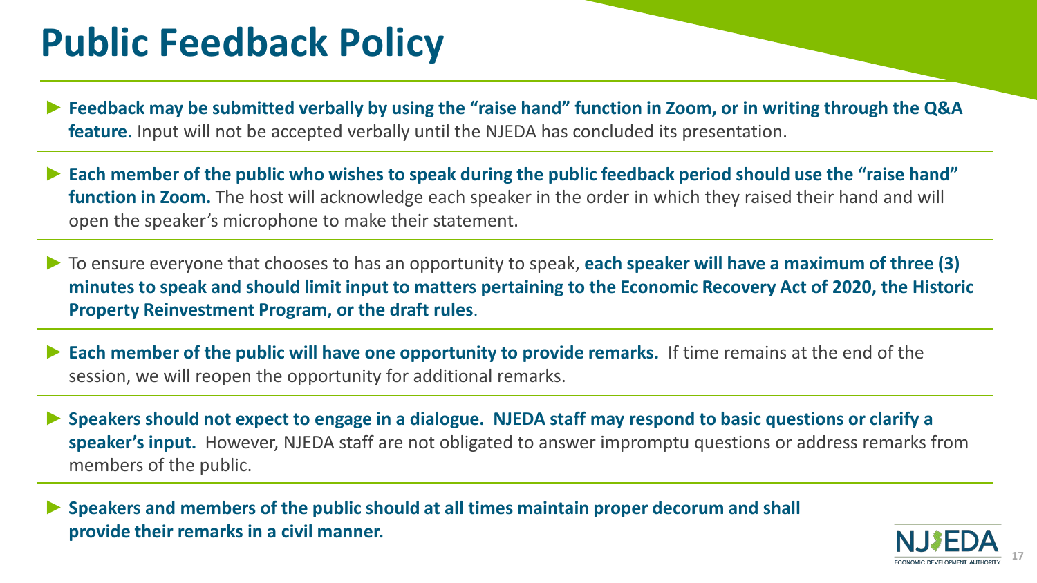# Public Feedback Policy

- **Feedback may be submitted verbally by using the "raise hand" function in Zoom, or in writing through the Q&A feature.** Input will not be accepted verbally until the NJEDA has concluded its presentation.
- **Each member of the public who wishes to speak during the public feedback period should use the "raise hand" function in Zoom.** The host will acknowledge each speaker in the order in which they raised their hand and will open the speaker's microphone to make their statement.
- To ensure everyone that chooses to has an opportunity to speak, **each speaker will have a maximum of three (3) minutes to speak and should limit input to matters pertaining to the Economic Recovery Act of 2020, the Historic Property Reinvestment Program, or the draft rules**.
- **Each member of the public will have one opportunity to provide remarks.** If time remains at the end of the session, we will reopen the opportunity for additional remarks.
- **Speakers should not expect to engage in a dialogue. NJEDA staff may respond to basic questions or clarify a speaker's input.** However, NJEDA staff are not obligated to answer impromptu questions or address remarks from members of the public.
- **Speakers and members of the public should at all times maintain proper decorum and shall provide their remarks in a civil manner.**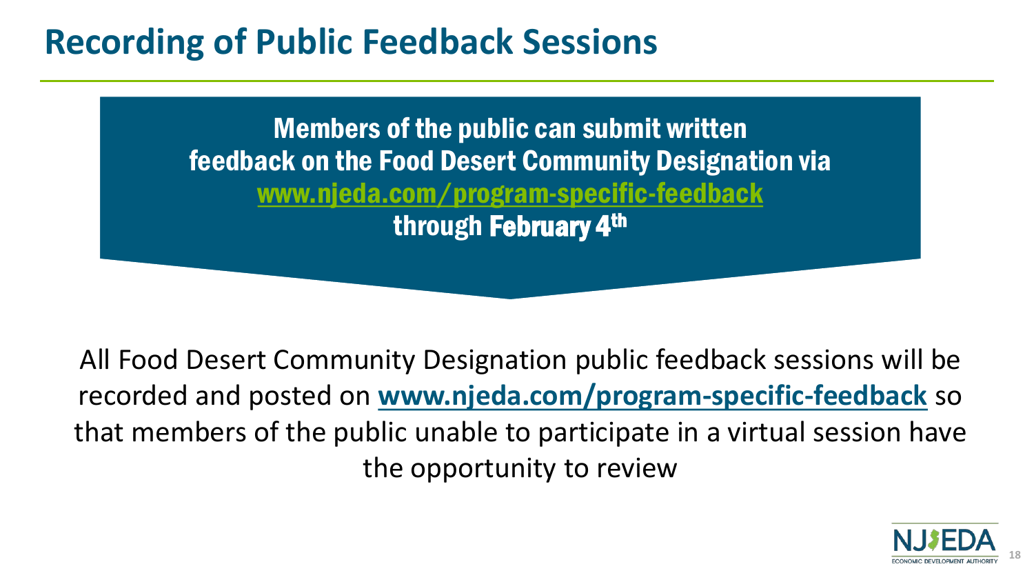# Recording of Public Feedback Sessions

**Members of the public can submit written feedback on the Food Desert Community Designation via [www.njeda.com/program-specific-feedback](http://www.njeda.com/program-specific-feedback) through February 4th**

All Food Desert Community Designation public feedback sessions will be recorded and posted on **[www.njeda.com/program-specific-feedback](http://www.njeda.com/program-specific-feedback)** so that members of the public unable to participate in a virtual session have the opportunity to review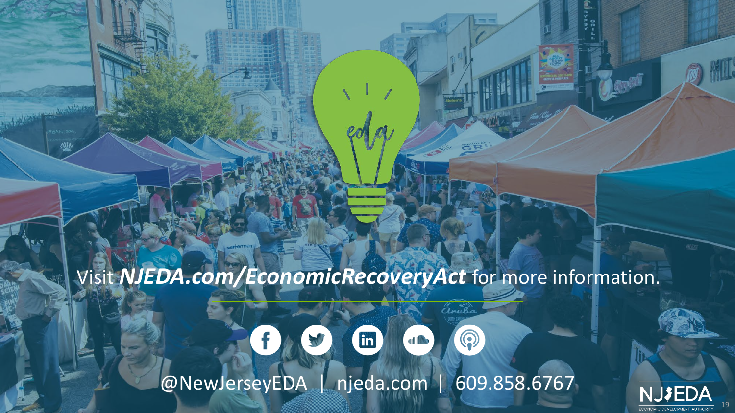Visit ***NJEDA.com/EconomicRecoveryAct*** for more information.

@NewJerseyEDA | njeda.com | 609.858.6767